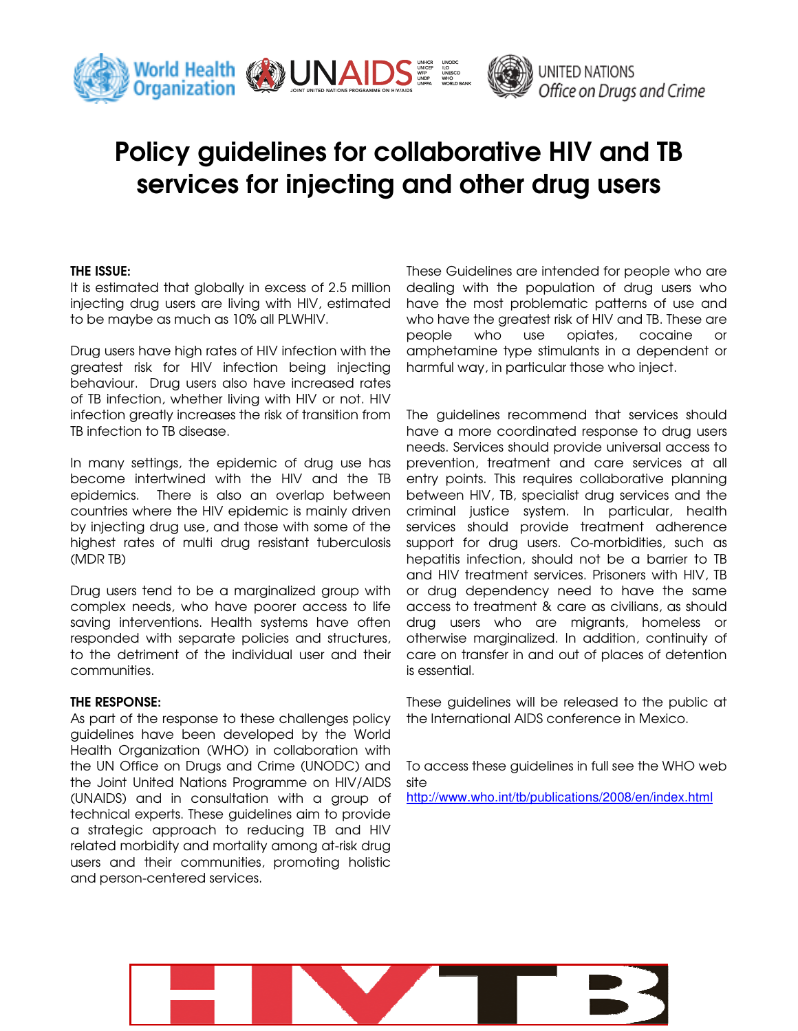World Health Organization | UNAIDS | UNITED NATIONS Office on Drugs and Crime

# Policy guidelines for collaborative HIV and TB services for injecting and other drug users

**THE ISSUE:**

It is estimated that globally in excess of 2.5 million injecting drug users are living with HIV, estimated to be maybe as much as 10% all PLWHIV.

Drug users have high rates of HIV infection with the greatest risk for HIV infection being injecting behaviour. Drug users also have increased rates of TB infection, whether living with HIV or not. HIV infection greatly increases the risk of transition from TB infection to TB disease.

In many settings, the epidemic of drug use has become intertwined with the HIV and the TB epidemics. There is also an overlap between countries where the HIV epidemic is mainly driven by injecting drug use, and those with some of the highest rates of multi drug resistant tuberculosis (MDR TB)

Drug users tend to be a marginalized group with complex needs, who have poorer access to life saving interventions. Health systems have often responded with separate policies and structures, to the detriment of the individual user and their communities.

**THE RESPONSE:**

As part of the response to these challenges policy guidelines have been developed by the World Health Organization (WHO) in collaboration with the UN Office on Drugs and Crime (UNODC) and the Joint United Nations Programme on HIV/AIDS (UNAIDS) and in consultation with a group of technical experts. These guidelines aim to provide a strategic approach to reducing TB and HIV related morbidity and mortality among at-risk drug users and their communities, promoting holistic and person-centered services.

These Guidelines are intended for people who are dealing with the population of drug users who have the most problematic patterns of use and who have the greatest risk of HIV and TB. These are people who use opiates, cocaine or amphetamine type stimulants in a dependent or harmful way, in particular those who inject.

The guidelines recommend that services should have a more coordinated response to drug users needs. Services should provide universal access to prevention, treatment and care services at all entry points. This requires collaborative planning between HIV, TB, specialist drug services and the criminal justice system. In particular, health services should provide treatment adherence support for drug users. Co-morbidities, such as hepatitis infection, should not be a barrier to TB and HIV treatment services. Prisoners with HIV, TB or drug dependency need to have the same access to treatment & care as civilians, as should drug users who are migrants, homeless or otherwise marginalized. In addition, continuity of care on transfer in and out of places of detention is essential.

These guidelines will be released to the public at the International AIDS conference in Mexico.

To access these guidelines in full see the WHO web site
http://www.who.int/tb/publications/2008/en/index.html

HIV TB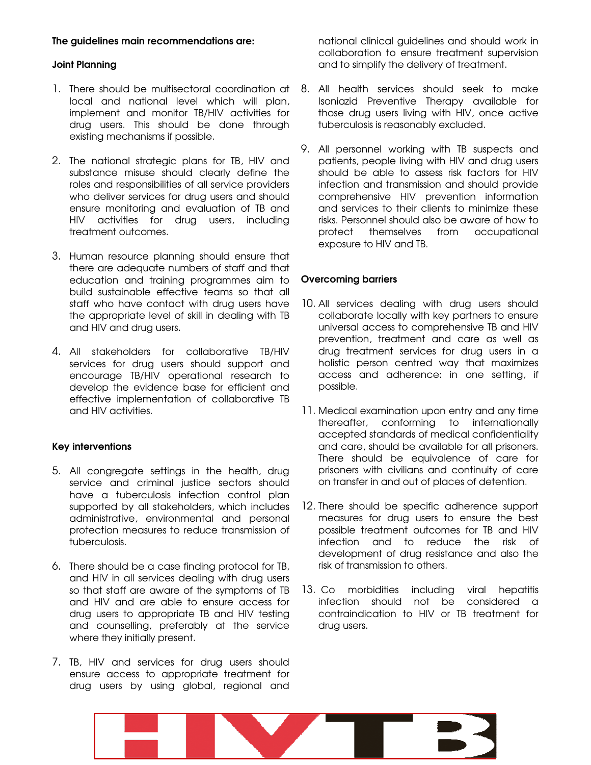**The guidelines main recommendations are:**

**Joint Planning**

1. There should be multisectoral coordination at local and national level which will plan, implement and monitor TB/HIV activities for drug users. This should be done through existing mechanisms if possible.

2. The national strategic plans for TB, HIV and substance misuse should clearly define the roles and responsibilities of all service providers who deliver services for drug users and should ensure monitoring and evaluation of TB and HIV activities for drug users, including treatment outcomes.

3. Human resource planning should ensure that there are adequate numbers of staff and that education and training programmes aim to build sustainable effective teams so that all staff who have contact with drug users have the appropriate level of skill in dealing with TB and HIV and drug users.

4. All stakeholders for collaborative TB/HIV services for drug users should support and encourage TB/HIV operational research to develop the evidence base for efficient and effective implementation of collaborative TB and HIV activities.

**Key interventions**

5. All congregate settings in the health, drug service and criminal justice sectors should have a tuberculosis infection control plan supported by all stakeholders, which includes administrative, environmental and personal protection measures to reduce transmission of tuberculosis.

6. There should be a case finding protocol for TB, and HIV in all services dealing with drug users so that staff are aware of the symptoms of TB and HIV and are able to ensure access for drug users to appropriate TB and HIV testing and counselling, preferably at the service where they initially present.

7. TB, HIV and services for drug users should ensure access to appropriate treatment for drug users by using global, regional and national clinical guidelines and should work in collaboration to ensure treatment supervision and to simplify the delivery of treatment.

8. All health services should seek to make Isoniazid Preventive Therapy available for those drug users living with HIV, once active tuberculosis is reasonably excluded.

9. All personnel working with TB suspects and patients, people living with HIV and drug users should be able to assess risk factors for HIV infection and transmission and should provide comprehensive HIV prevention information and services to their clients to minimize these risks. Personnel should also be aware of how to protect themselves from occupational exposure to HIV and TB.

**Overcoming barriers**

10. All services dealing with drug users should collaborate locally with key partners to ensure universal access to comprehensive TB and HIV prevention, treatment and care as well as drug treatment services for drug users in a holistic person centred way that maximizes access and adherence: in one setting, if possible.

11. Medical examination upon entry and any time thereafter, conforming to internationally accepted standards of medical confidentiality and care, should be available for all prisoners. There should be equivalence of care for prisoners with civilians and continuity of care on transfer in and out of places of detention.

12. There should be specific adherence support measures for drug users to ensure the best possible treatment outcomes for TB and HIV infection and to reduce the risk of development of drug resistance and also the risk of transmission to others.

13. Co morbidities including viral hepatitis infection should not be considered a contraindication to HIV or TB treatment for drug users.